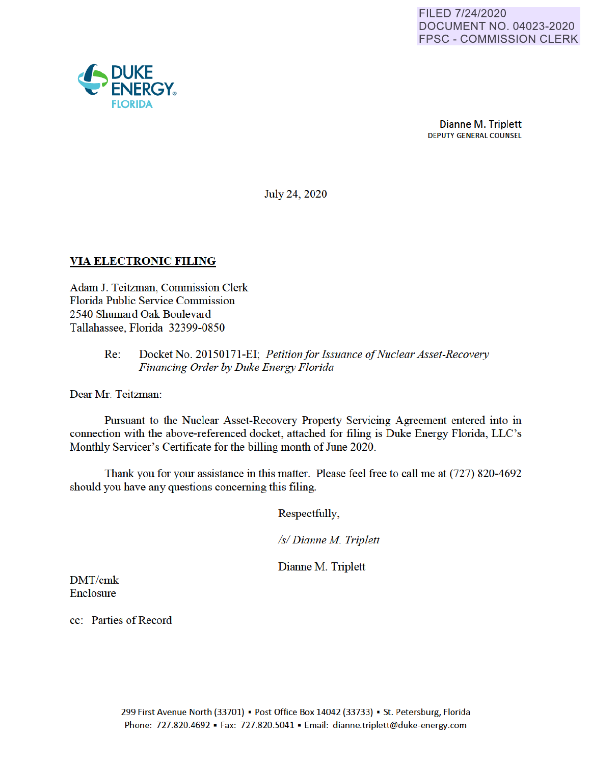FILED 7/24/2020
DOCUMENT NO. 04023-2020
FPSC - COMMISSION CLERK

DUKE ENERGY.
FLORIDA

**Dianne M. Triplett**
DEPUTY GENERAL COUNSEL

July 24, 2020

**VIA ELECTRONIC FILING**

Adam J. Teitzman, Commission Clerk
Florida Public Service Commission
2540 Shumard Oak Boulevard
Tallahassee, Florida 32399-0850

Re: Docket No. 20150171-EI; *Petition for Issuance of Nuclear Asset-Recovery Financing Order by Duke Energy Florida*

Dear Mr. Teitzman:

Pursuant to the Nuclear Asset-Recovery Property Servicing Agreement entered into in connection with the above-referenced docket, attached for filing is Duke Energy Florida, LLC's Monthly Servicer's Certificate for the billing month of June 2020.

Thank you for your assistance in this matter. Please feel free to call me at (727) 820-4692 should you have any questions concerning this filing.

Respectfully,

*/s/ Dianne M. Triplett*

Dianne M. Triplett

DMT/cmk
Enclosure

cc: Parties of Record

299 First Avenue North (33701) ▪ Post Office Box 14042 (33733) ▪ St. Petersburg, Florida
Phone: 727.820.4692 ▪ Fax: 727.820.5041 ▪ Email: dianne.triplett@duke-energy.com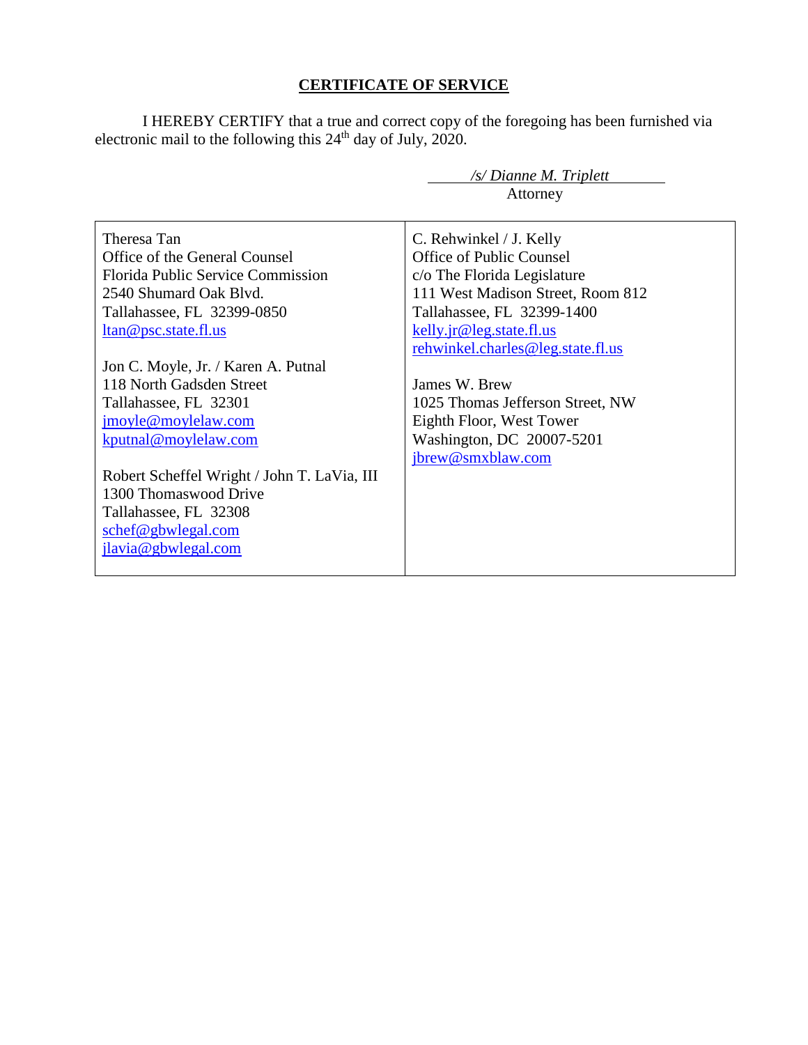## CERTIFICATE OF SERVICE

I HEREBY CERTIFY that a true and correct copy of the foregoing has been furnished via electronic mail to the following this 24th day of July, 2020.

*/s/ Dianne M. Triplett*
Attorney

| | |
|---|---|
| Theresa Tan<br>Office of the General Counsel<br>Florida Public Service Commission<br>2540 Shumard Oak Blvd.<br>Tallahassee, FL 32399-0850<br>ltan@psc.state.fl.us<br><br>Jon C. Moyle, Jr. / Karen A. Putnal<br>118 North Gadsden Street<br>Tallahassee, FL 32301<br>jmoyle@moylelaw.com<br>kputnal@moylelaw.com<br><br>Robert Scheffel Wright / John T. LaVia, III<br>1300 Thomaswood Drive<br>Tallahassee, FL 32308<br>schef@gbwlegal.com<br>jlavia@gbwlegal.com | C. Rehwinkel / J. Kelly<br>Office of Public Counsel<br>c/o The Florida Legislature<br>111 West Madison Street, Room 812<br>Tallahassee, FL 32399-1400<br>kelly.jr@leg.state.fl.us<br>rehwinkel.charles@leg.state.fl.us<br><br>James W. Brew<br>1025 Thomas Jefferson Street, NW<br>Eighth Floor, West Tower<br>Washington, DC 20007-5201<br>jbrew@smxblaw.com |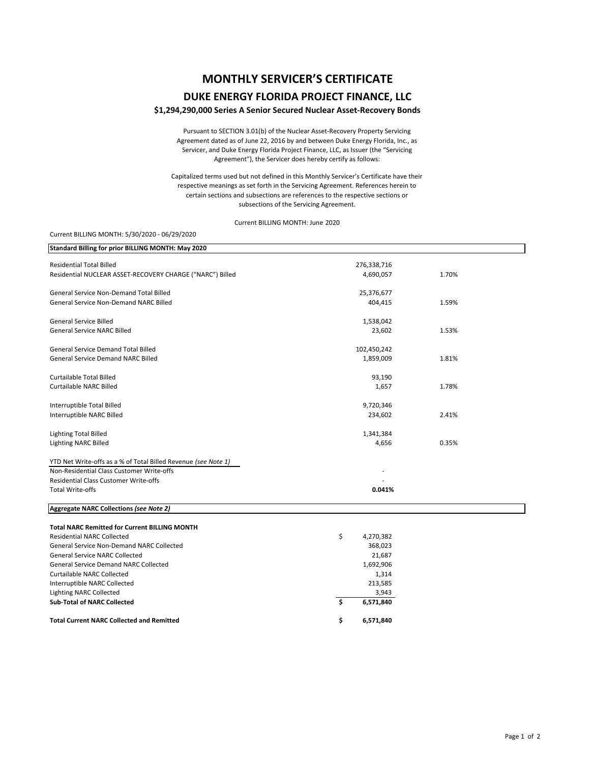# MONTHLY SERVICER'S CERTIFICATE

## DUKE ENERGY FLORIDA PROJECT FINANCE, LLC

### $1,294,290,000 Series A Senior Secured Nuclear Asset-Recovery Bonds

Pursuant to SECTION 3.01(b) of the Nuclear Asset-Recovery Property Servicing Agreement dated as of June 22, 2016 by and between Duke Energy Florida, Inc., as Servicer, and Duke Energy Florida Project Finance, LLC, as Issuer (the "Servicing Agreement"), the Servicer does hereby certify as follows:

Capitalized terms used but not defined in this Monthly Servicer's Certificate have their respective meanings as set forth in the Servicing Agreement. References herein to certain sections and subsections are references to the respective sections or subsections of the Servicing Agreement.

Current BILLING MONTH: June 2020

Current BILLING MONTH: 5/30/2020 - 06/29/2020

| **Standard Billing for prior BILLING MONTH: May 2020** | | |
|---|---|---|
| Residential Total Billed | 276,338,716 | |
| Residential NUCLEAR ASSET-RECOVERY CHARGE ("NARC") Billed | 4,690,057 | 1.70% |
| | | |
| General Service Non-Demand Total Billed | 25,376,677 | |
| General Service Non-Demand NARC Billed | 404,415 | 1.59% |
| | | |
| General Service Billed | 1,538,042 | |
| General Service NARC Billed | 23,602 | 1.53% |
| | | |
| General Service Demand Total Billed | 102,450,242 | |
| General Service Demand NARC Billed | 1,859,009 | 1.81% |
| | | |
| Curtailable Total Billed | 93,190 | |
| Curtailable NARC Billed | 1,657 | 1.78% |
| | | |
| Interruptible Total Billed | 9,720,346 | |
| Interruptible NARC Billed | 234,602 | 2.41% |
| | | |
| Lighting Total Billed | 1,341,384 | |
| Lighting NARC Billed | 4,656 | 0.35% |
| | | |
| YTD Net Write-offs as a % of Total Billed Revenue *(see Note 1)* | | |
| Non-Residential Class Customer Write-offs | - | |
| Residential Class Customer Write-offs | - | |
| Total Write-offs | **0.041%** | |

| **Aggregate NARC Collections *(see Note 2)*** | |
|---|---|
| **Total NARC Remitted for Current BILLING MONTH** | |
| Residential NARC Collected | $ 4,270,382 |
| General Service Non-Demand NARC Collected | 368,023 |
| General Service NARC Collected | 21,687 |
| General Service Demand NARC Collected | 1,692,906 |
| Curtailable NARC Collected | 1,314 |
| Interruptible NARC Collected | 213,585 |
| Lighting NARC Collected | 3,943 |
| **Sub-Total of NARC Collected** | **$ 6,571,840** |
| | |
| **Total Current NARC Collected and Remitted** | **$ 6,571,840** |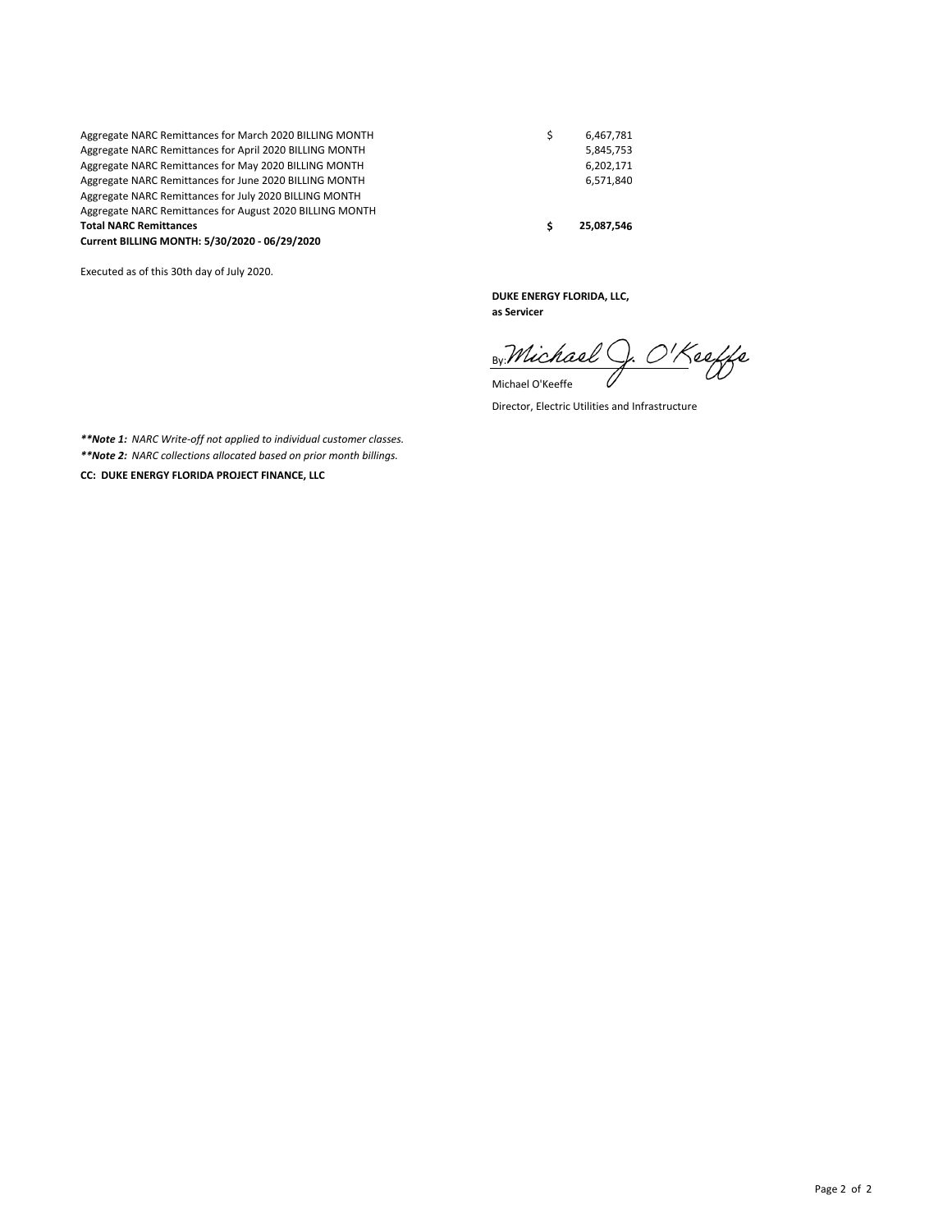| | | |
|---|---|---|
| Aggregate NARC Remittances for March 2020 BILLING MONTH | $ | 6,467,781 |
| Aggregate NARC Remittances for April 2020 BILLING MONTH | | 5,845,753 |
| Aggregate NARC Remittances for May 2020 BILLING MONTH | | 6,202,171 |
| Aggregate NARC Remittances for June 2020 BILLING MONTH | | 6,571,840 |
| Aggregate NARC Remittances for July 2020 BILLING MONTH | | |
| Aggregate NARC Remittances for August 2020 BILLING MONTH | | |
| **Total NARC Remittances** | **$** | **25,087,546** |
| **Current BILLING MONTH: 5/30/2020 - 06/29/2020** | | |

Executed as of this 30th day of July 2020.

**DUKE ENERGY FLORIDA, LLC,**
**as Servicer**

By: Michael J. O'Keeffe

Michael O'Keeffe

Director, Electric Utilities and Infrastructure

***\*\*Note 1:** NARC Write-off not applied to individual customer classes.*

***\*\*Note 2:** NARC collections allocated based on prior month billings.*

**CC: DUKE ENERGY FLORIDA PROJECT FINANCE, LLC**